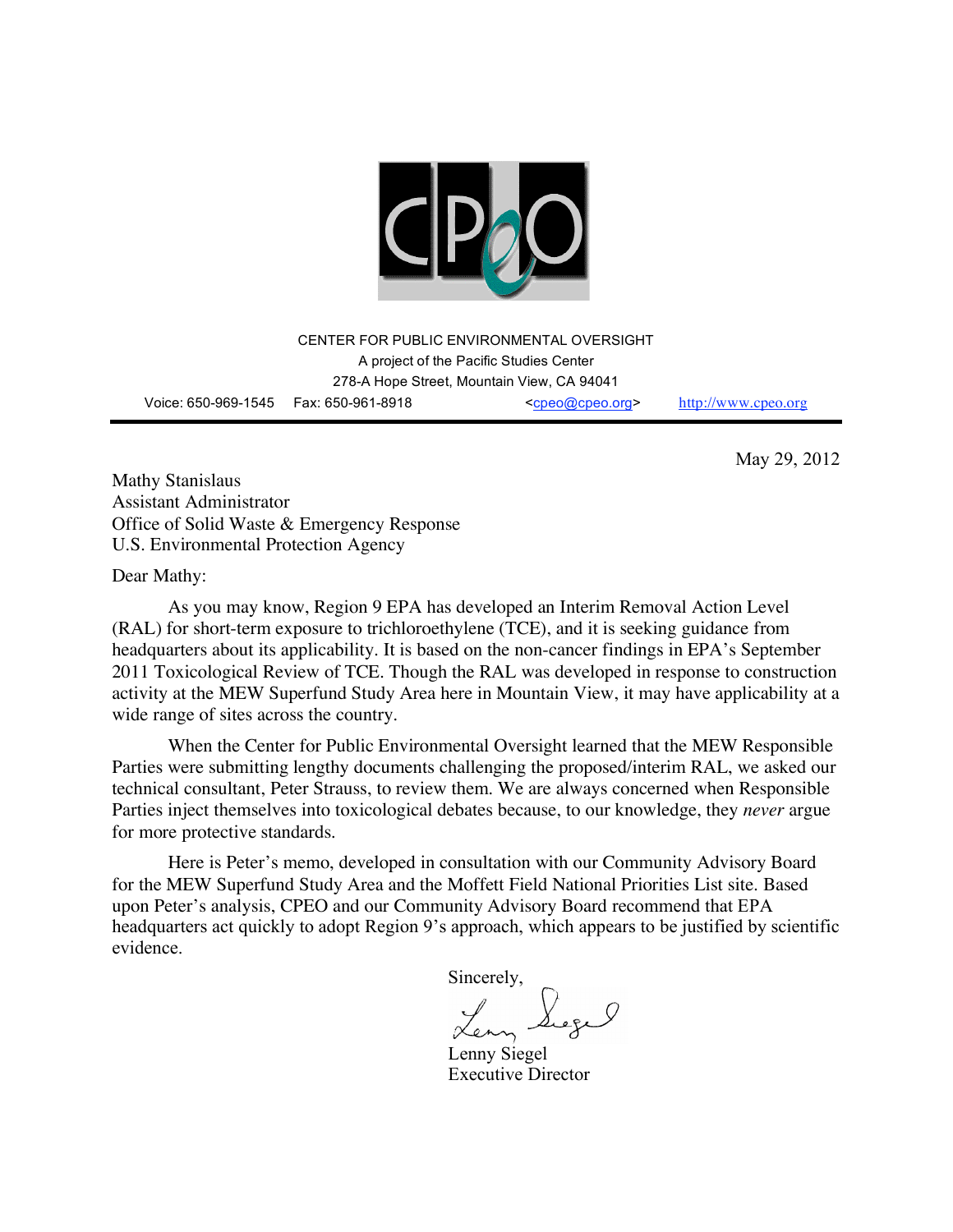CENTER FOR PUBLIC ENVIRONMENTAL OVERSIGHT
A project of the Pacific Studies Center
278-A Hope Street, Mountain View, CA 94041
Voice: 650-969-1545 Fax: 650-961-8918 <cpeo@cpeo.org> http://www.cpeo.org

---

May 29, 2012

Mathy Stanislaus
Assistant Administrator
Office of Solid Waste & Emergency Response
U.S. Environmental Protection Agency

Dear Mathy:

As you may know, Region 9 EPA has developed an Interim Removal Action Level (RAL) for short-term exposure to trichloroethylene (TCE), and it is seeking guidance from headquarters about its applicability. It is based on the non-cancer findings in EPA's September 2011 Toxicological Review of TCE. Though the RAL was developed in response to construction activity at the MEW Superfund Study Area here in Mountain View, it may have applicability at a wide range of sites across the country.

When the Center for Public Environmental Oversight learned that the MEW Responsible Parties were submitting lengthy documents challenging the proposed/interim RAL, we asked our technical consultant, Peter Strauss, to review them. We are always concerned when Responsible Parties inject themselves into toxicological debates because, to our knowledge, they *never* argue for more protective standards.

Here is Peter's memo, developed in consultation with our Community Advisory Board for the MEW Superfund Study Area and the Moffett Field National Priorities List site. Based upon Peter's analysis, CPEO and our Community Advisory Board recommend that EPA headquarters act quickly to adopt Region 9's approach, which appears to be justified by scientific evidence.

Sincerely,

Lenny Siegel
Executive Director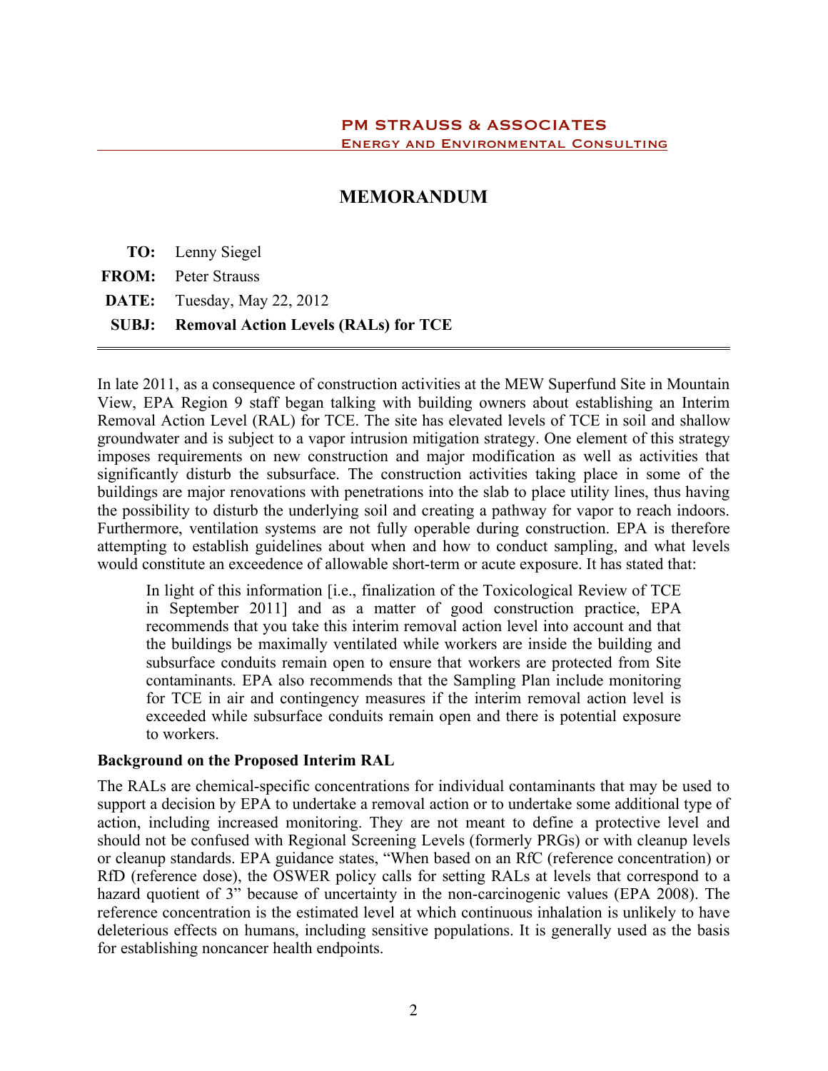PM STRAUSS & ASSOCIATES
ENERGY AND ENVIRONMENTAL CONSULTING

# MEMORANDUM

**TO:** Lenny Siegel

**FROM:** Peter Strauss

**DATE:** Tuesday, May 22, 2012

**SUBJ:** **Removal Action Levels (RALs) for TCE**

---

In late 2011, as a consequence of construction activities at the MEW Superfund Site in Mountain View, EPA Region 9 staff began talking with building owners about establishing an Interim Removal Action Level (RAL) for TCE. The site has elevated levels of TCE in soil and shallow groundwater and is subject to a vapor intrusion mitigation strategy. One element of this strategy imposes requirements on new construction and major modification as well as activities that significantly disturb the subsurface. The construction activities taking place in some of the buildings are major renovations with penetrations into the slab to place utility lines, thus having the possibility to disturb the underlying soil and creating a pathway for vapor to reach indoors. Furthermore, ventilation systems are not fully operable during construction. EPA is therefore attempting to establish guidelines about when and how to conduct sampling, and what levels would constitute an exceedence of allowable short-term or acute exposure. It has stated that:

> In light of this information [i.e., finalization of the Toxicological Review of TCE in September 2011] and as a matter of good construction practice, EPA recommends that you take this interim removal action level into account and that the buildings be maximally ventilated while workers are inside the building and subsurface conduits remain open to ensure that workers are protected from Site contaminants. EPA also recommends that the Sampling Plan include monitoring for TCE in air and contingency measures if the interim removal action level is exceeded while subsurface conduits remain open and there is potential exposure to workers.

**Background on the Proposed Interim RAL**

The RALs are chemical-specific concentrations for individual contaminants that may be used to support a decision by EPA to undertake a removal action or to undertake some additional type of action, including increased monitoring. They are not meant to define a protective level and should not be confused with Regional Screening Levels (formerly PRGs) or with cleanup levels or cleanup standards. EPA guidance states, "When based on an RfC (reference concentration) or RfD (reference dose), the OSWER policy calls for setting RALs at levels that correspond to a hazard quotient of 3" because of uncertainty in the non-carcinogenic values (EPA 2008). The reference concentration is the estimated level at which continuous inhalation is unlikely to have deleterious effects on humans, including sensitive populations. It is generally used as the basis for establishing noncancer health endpoints.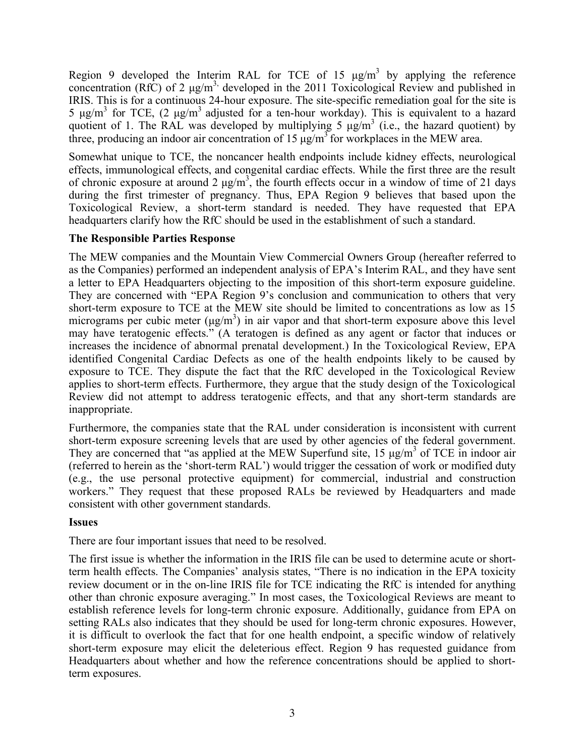Region 9 developed the Interim RAL for TCE of 15 μg/m$^3$ by applying the reference concentration (RfC) of 2 μg/m$^3$, developed in the 2011 Toxicological Review and published in IRIS. This is for a continuous 24-hour exposure. The site-specific remediation goal for the site is 5 μg/m$^3$ for TCE, (2 μg/m$^3$ adjusted for a ten-hour workday). This is equivalent to a hazard quotient of 1. The RAL was developed by multiplying 5 μg/m$^3$ (i.e., the hazard quotient) by three, producing an indoor air concentration of 15 μg/m$^3$ for workplaces in the MEW area.

Somewhat unique to TCE, the noncancer health endpoints include kidney effects, neurological effects, immunological effects, and congenital cardiac effects. While the first three are the result of chronic exposure at around 2 μg/m$^3$, the fourth effects occur in a window of time of 21 days during the first trimester of pregnancy. Thus, EPA Region 9 believes that based upon the Toxicological Review, a short-term standard is needed. They have requested that EPA headquarters clarify how the RfC should be used in the establishment of such a standard.

### The Responsible Parties Response

The MEW companies and the Mountain View Commercial Owners Group (hereafter referred to as the Companies) performed an independent analysis of EPA's Interim RAL, and they have sent a letter to EPA Headquarters objecting to the imposition of this short-term exposure guideline. They are concerned with "EPA Region 9's conclusion and communication to others that very short-term exposure to TCE at the MEW site should be limited to concentrations as low as 15 micrograms per cubic meter (μg/m$^3$) in air vapor and that short-term exposure above this level may have teratogenic effects." (A teratogen is defined as any agent or factor that induces or increases the incidence of abnormal prenatal development.) In the Toxicological Review, EPA identified Congenital Cardiac Defects as one of the health endpoints likely to be caused by exposure to TCE. They dispute the fact that the RfC developed in the Toxicological Review applies to short-term effects. Furthermore, they argue that the study design of the Toxicological Review did not attempt to address teratogenic effects, and that any short-term standards are inappropriate.

Furthermore, the companies state that the RAL under consideration is inconsistent with current short-term exposure screening levels that are used by other agencies of the federal government. They are concerned that "as applied at the MEW Superfund site, 15 μg/m$^3$ of TCE in indoor air (referred to herein as the 'short-term RAL') would trigger the cessation of work or modified duty (e.g., the use personal protective equipment) for commercial, industrial and construction workers." They request that these proposed RALs be reviewed by Headquarters and made consistent with other government standards.

### Issues

There are four important issues that need to be resolved.

The first issue is whether the information in the IRIS file can be used to determine acute or short-term health effects. The Companies' analysis states, "There is no indication in the EPA toxicity review document or in the on-line IRIS file for TCE indicating the RfC is intended for anything other than chronic exposure averaging." In most cases, the Toxicological Reviews are meant to establish reference levels for long-term chronic exposure. Additionally, guidance from EPA on setting RALs also indicates that they should be used for long-term chronic exposures. However, it is difficult to overlook the fact that for one health endpoint, a specific window of relatively short-term exposure may elicit the deleterious effect. Region 9 has requested guidance from Headquarters about whether and how the reference concentrations should be applied to short-term exposures.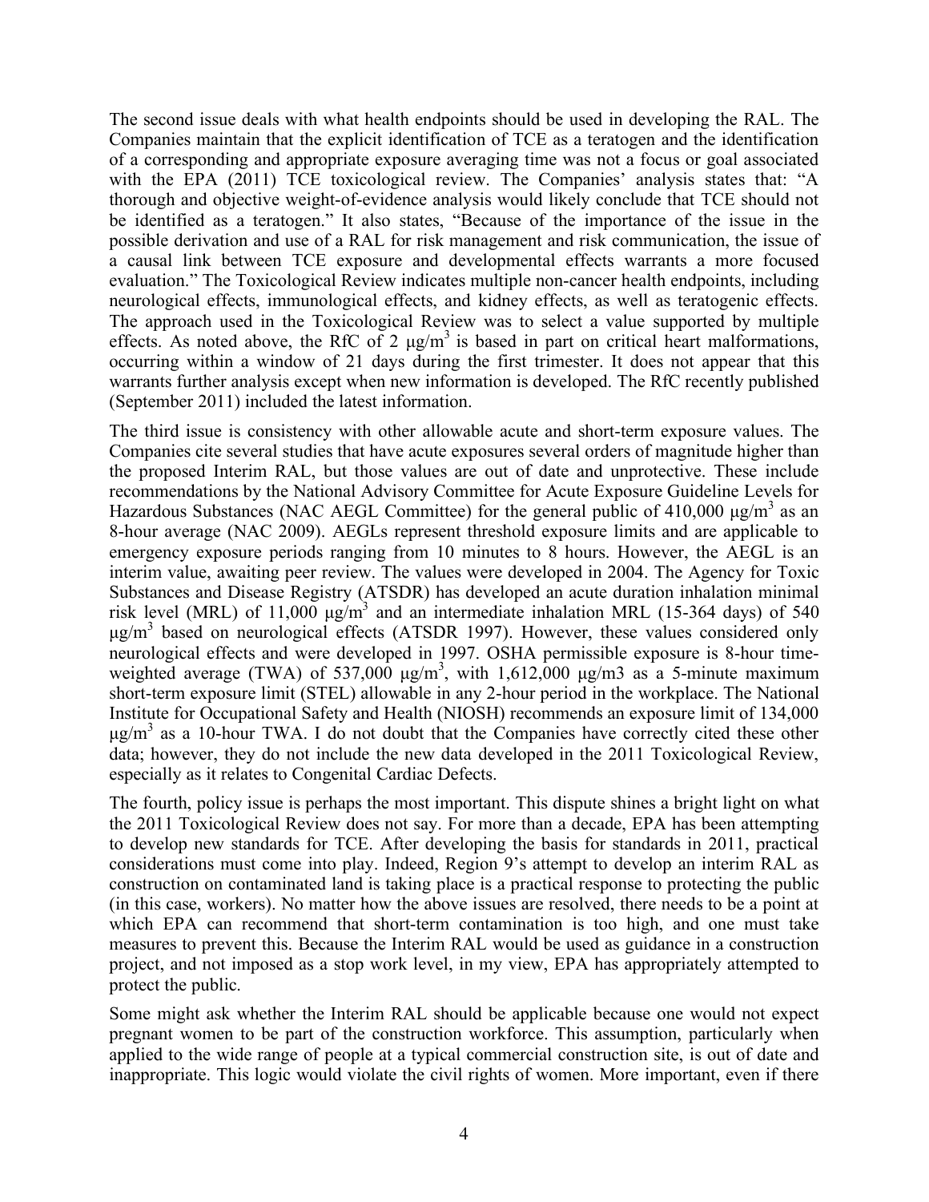The second issue deals with what health endpoints should be used in developing the RAL. The Companies maintain that the explicit identification of TCE as a teratogen and the identification of a corresponding and appropriate exposure averaging time was not a focus or goal associated with the EPA (2011) TCE toxicological review. The Companies' analysis states that: "A thorough and objective weight-of-evidence analysis would likely conclude that TCE should not be identified as a teratogen." It also states, "Because of the importance of the issue in the possible derivation and use of a RAL for risk management and risk communication, the issue of a causal link between TCE exposure and developmental effects warrants a more focused evaluation." The Toxicological Review indicates multiple non-cancer health endpoints, including neurological effects, immunological effects, and kidney effects, as well as teratogenic effects. The approach used in the Toxicological Review was to select a value supported by multiple effects. As noted above, the RfC of 2 $\mu g/m^3$ is based in part on critical heart malformations, occurring within a window of 21 days during the first trimester. It does not appear that this warrants further analysis except when new information is developed. The RfC recently published (September 2011) included the latest information.

The third issue is consistency with other allowable acute and short-term exposure values. The Companies cite several studies that have acute exposures several orders of magnitude higher than the proposed Interim RAL, but those values are out of date and unprotective. These include recommendations by the National Advisory Committee for Acute Exposure Guideline Levels for Hazardous Substances (NAC AEGL Committee) for the general public of 410,000 $\mu g/m^3$ as an 8-hour average (NAC 2009). AEGLs represent threshold exposure limits and are applicable to emergency exposure periods ranging from 10 minutes to 8 hours. However, the AEGL is an interim value, awaiting peer review. The values were developed in 2004. The Agency for Toxic Substances and Disease Registry (ATSDR) has developed an acute duration inhalation minimal risk level (MRL) of 11,000 $\mu g/m^3$ and an intermediate inhalation MRL (15-364 days) of 540 $\mu g/m^3$ based on neurological effects (ATSDR 1997). However, these values considered only neurological effects and were developed in 1997. OSHA permissible exposure is 8-hour time-weighted average (TWA) of 537,000 $\mu g/m^3$, with 1,612,000 μg/m3 as a 5-minute maximum short-term exposure limit (STEL) allowable in any 2-hour period in the workplace. The National Institute for Occupational Safety and Health (NIOSH) recommends an exposure limit of 134,000 $\mu g/m^3$ as a 10-hour TWA. I do not doubt that the Companies have correctly cited these other data; however, they do not include the new data developed in the 2011 Toxicological Review, especially as it relates to Congenital Cardiac Defects.

The fourth, policy issue is perhaps the most important. This dispute shines a bright light on what the 2011 Toxicological Review does not say. For more than a decade, EPA has been attempting to develop new standards for TCE. After developing the basis for standards in 2011, practical considerations must come into play. Indeed, Region 9's attempt to develop an interim RAL as construction on contaminated land is taking place is a practical response to protecting the public (in this case, workers). No matter how the above issues are resolved, there needs to be a point at which EPA can recommend that short-term contamination is too high, and one must take measures to prevent this. Because the Interim RAL would be used as guidance in a construction project, and not imposed as a stop work level, in my view, EPA has appropriately attempted to protect the public.

Some might ask whether the Interim RAL should be applicable because one would not expect pregnant women to be part of the construction workforce. This assumption, particularly when applied to the wide range of people at a typical commercial construction site, is out of date and inappropriate. This logic would violate the civil rights of women. More important, even if there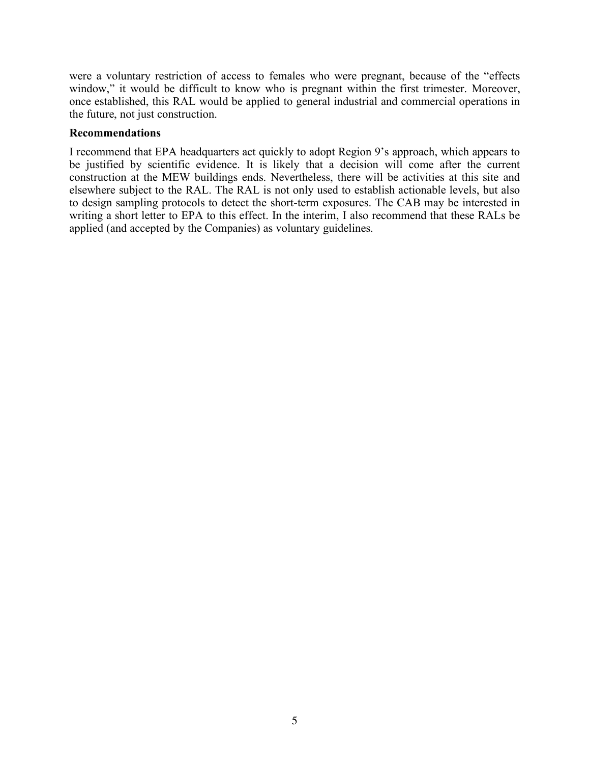were a voluntary restriction of access to females who were pregnant, because of the "effects window," it would be difficult to know who is pregnant within the first trimester. Moreover, once established, this RAL would be applied to general industrial and commercial operations in the future, not just construction.

**Recommendations**

I recommend that EPA headquarters act quickly to adopt Region 9's approach, which appears to be justified by scientific evidence. It is likely that a decision will come after the current construction at the MEW buildings ends. Nevertheless, there will be activities at this site and elsewhere subject to the RAL. The RAL is not only used to establish actionable levels, but also to design sampling protocols to detect the short-term exposures. The CAB may be interested in writing a short letter to EPA to this effect. In the interim, I also recommend that these RALs be applied (and accepted by the Companies) as voluntary guidelines.